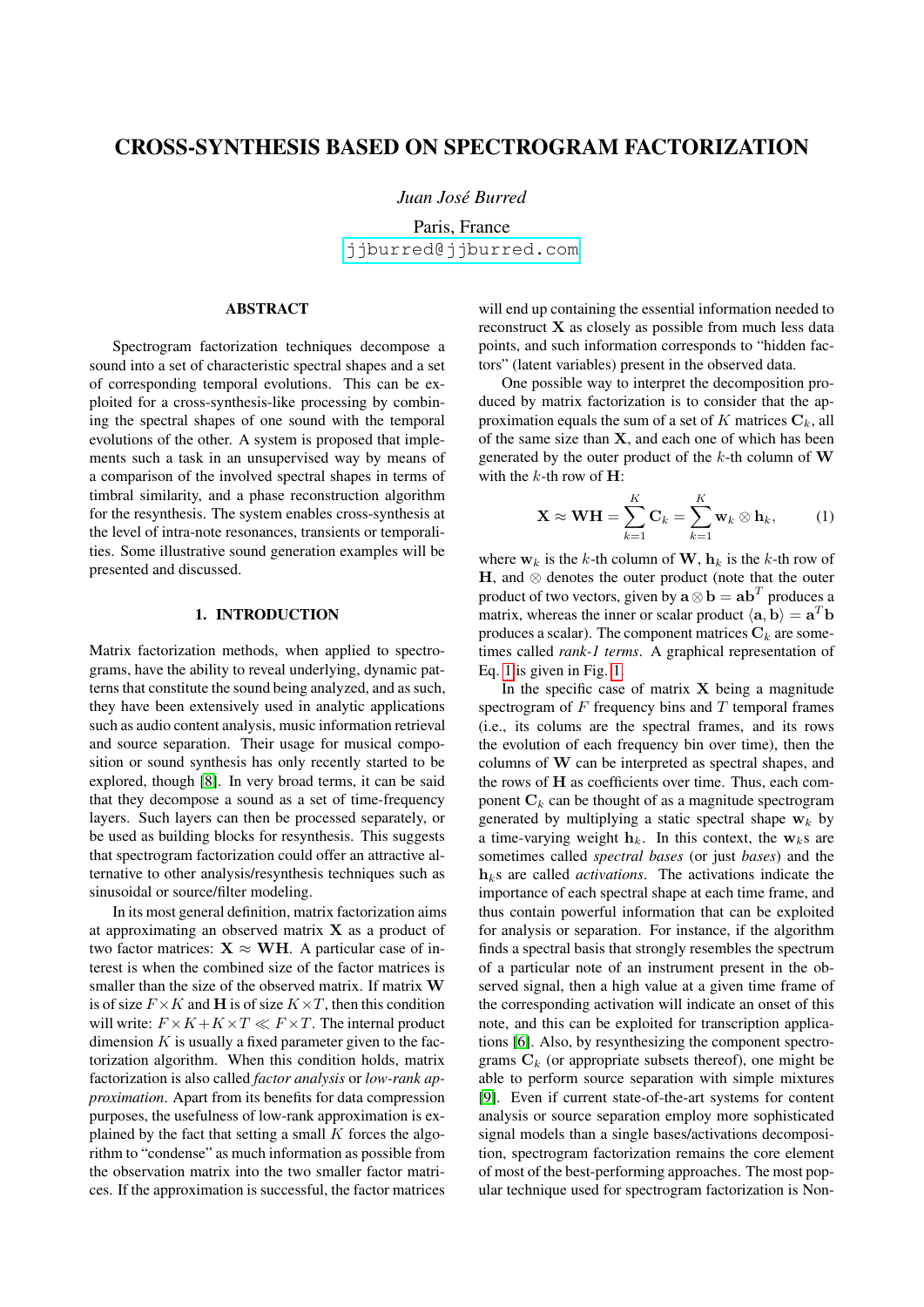# CROSS-SYNTHESIS BASED ON SPECTROGRAM FACTORIZATION

*Juan José Burred*

Paris, France
jjburred@jjburred.com

## ABSTRACT

Spectrogram factorization techniques decompose a sound into a set of characteristic spectral shapes and a set of corresponding temporal evolutions. This can be exploited for a cross-synthesis-like processing by combining the spectral shapes of one sound with the temporal evolutions of the other. A system is proposed that implements such a task in an unsupervised way by means of a comparison of the involved spectral shapes in terms of timbral similarity, and a phase reconstruction algorithm for the resynthesis. The system enables cross-synthesis at the level of intra-note resonances, transients or temporalities. Some illustrative sound generation examples will be presented and discussed.

## 1. INTRODUCTION

Matrix factorization methods, when applied to spectrograms, have the ability to reveal underlying, dynamic patterns that constitute the sound being analyzed, and as such, they have been extensively used in analytic applications such as audio content analysis, music information retrieval and source separation. Their usage for musical composition or sound synthesis has only recently started to be explored, though [8]. In very broad terms, it can be said that they decompose a sound as a set of time-frequency layers. Such layers can then be processed separately, or be used as building blocks for resynthesis. This suggests that spectrogram factorization could offer an attractive alternative to other analysis/resynthesis techniques such as sinusoidal or source/filter modeling.

In its most general definition, matrix factorization aims at approximating an observed matrix $\mathbf{X}$ as a product of two factor matrices: $\mathbf{X} \approx \mathbf{WH}$. A particular case of interest is when the combined size of the factor matrices is smaller than the size of the observed matrix. If matrix $\mathbf{W}$ is of size $F \times K$ and $\mathbf{H}$ is of size $K \times T$, then this condition will write: $F \times K + K \times T \ll F \times T$. The internal product dimension $K$ is usually a fixed parameter given to the factorization algorithm. When this condition holds, matrix factorization is also called *factor analysis* or *low-rank approximation*. Apart from its benefits for data compression purposes, the usefulness of low-rank approximation is explained by the fact that setting a small $K$ forces the algorithm to "condense" as much information as possible from the observation matrix into the two smaller factor matrices. If the approximation is successful, the factor matrices will end up containing the essential information needed to reconstruct $\mathbf{X}$ as closely as possible from much less data points, and such information corresponds to "hidden factors" (latent variables) present in the observed data.

One possible way to interpret the decomposition produced by matrix factorization is to consider that the approximation equals the sum of a set of $K$ matrices $\mathbf{C}_k$, all of the same size than $\mathbf{X}$, and each one of which has been generated by the outer product of the $k$-th column of $\mathbf{W}$ with the $k$-th row of $\mathbf{H}$:

$$\mathbf{X} \approx \mathbf{WH} = \sum_{k=1}^{K} \mathbf{C}_k = \sum_{k=1}^{K} \mathbf{w}_k \otimes \mathbf{h}_k, \tag{1}$$

where $\mathbf{w}_k$ is the $k$-th column of $\mathbf{W}$, $\mathbf{h}_k$ is the $k$-th row of $\mathbf{H}$, and $\otimes$ denotes the outer product (note that the outer product of two vectors, given by $\mathbf{a} \otimes \mathbf{b} = \mathbf{ab}^T$ produces a matrix, whereas the inner or scalar product $\langle \mathbf{a}, \mathbf{b} \rangle = \mathbf{a}^T\mathbf{b}$ produces a scalar). The component matrices $\mathbf{C}_k$ are sometimes called *rank-1 terms*. A graphical representation of Eq. 1 is given in Fig. 1.

In the specific case of matrix $\mathbf{X}$ being a magnitude spectrogram of $F$ frequency bins and $T$ temporal frames (i.e., its colums are the spectral frames, and its rows the evolution of each frequency bin over time), then the columns of $\mathbf{W}$ can be interpreted as spectral shapes, and the rows of $\mathbf{H}$ as coefficients over time. Thus, each component $\mathbf{C}_k$ can be thought of as a magnitude spectrogram generated by multiplying a static spectral shape $\mathbf{w}_k$ by a time-varying weight $\mathbf{h}_k$. In this context, the $\mathbf{w}_k$s are sometimes called *spectral bases* (or just *bases*) and the $\mathbf{h}_k$s are called *activations*. The activations indicate the importance of each spectral shape at each time frame, and thus contain powerful information that can be exploited for analysis or separation. For instance, if the algorithm finds a spectral basis that strongly resembles the spectrum of a particular note of an instrument present in the observed signal, then a high value at a given time frame of the corresponding activation will indicate an onset of this note, and this can be exploited for transcription applications [6]. Also, by resynthesizing the component spectrograms $\mathbf{C}_k$ (or appropriate subsets thereof), one might be able to perform source separation with simple mixtures [9]. Even if current state-of-the-art systems for content analysis or source separation employ more sophisticated signal models than a single bases/activations decomposition, spectrogram factorization remains the core element of most of the best-performing approaches. The most popular technique used for spectrogram factorization is Non-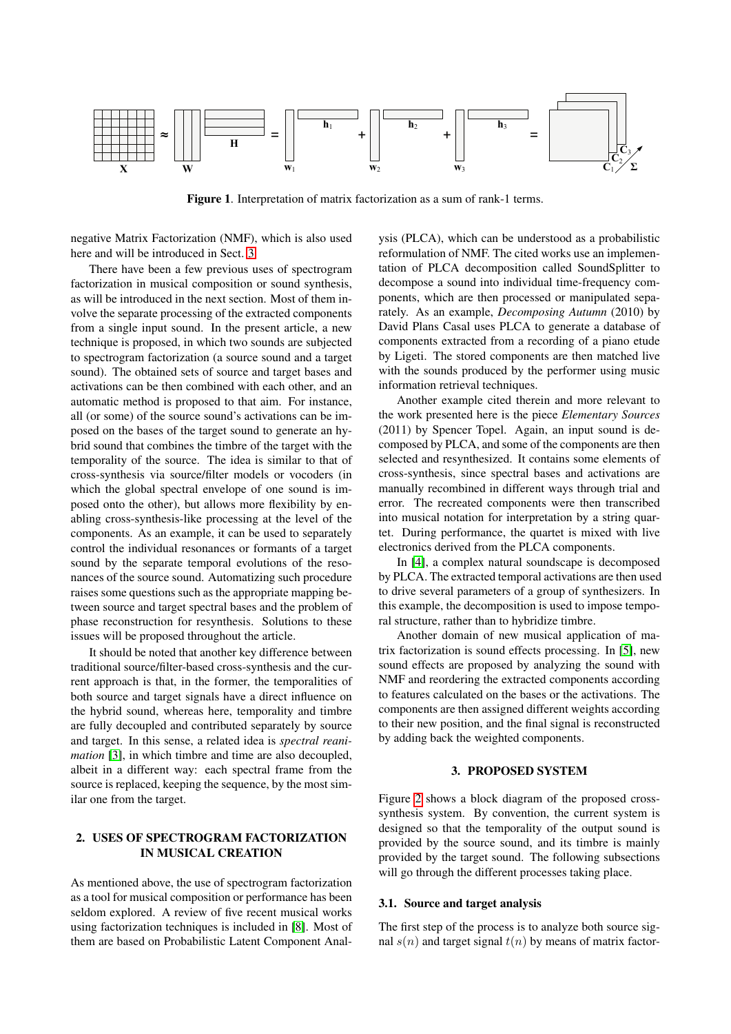Figure 1. Interpretation of matrix factorization as a sum of rank-1 terms.

negative Matrix Factorization (NMF), which is also used here and will be introduced in Sect. 3.

There have been a few previous uses of spectrogram factorization in musical composition or sound synthesis, as will be introduced in the next section. Most of them involve the separate processing of the extracted components from a single input sound. In the present article, a new technique is proposed, in which two sounds are subjected to spectrogram factorization (a source sound and a target sound). The obtained sets of source and target bases and activations can be then combined with each other, and an automatic method is proposed to that aim. For instance, all (or some) of the source sound's activations can be imposed on the bases of the target sound to generate an hybrid sound that combines the timbre of the target with the temporality of the source. The idea is similar to that of cross-synthesis via source/filter models or vocoders (in which the global spectral envelope of one sound is imposed onto the other), but allows more flexibility by enabling cross-synthesis-like processing at the level of the components. As an example, it can be used to separately control the individual resonances or formants of a target sound by the separate temporal evolutions of the resonances of the source sound. Automatizing such procedure raises some questions such as the appropriate mapping between source and target spectral bases and the problem of phase reconstruction for resynthesis. Solutions to these issues will be proposed throughout the article.

It should be noted that another key difference between traditional source/filter-based cross-synthesis and the current approach is that, in the former, the temporalities of both source and target signals have a direct influence on the hybrid sound, whereas here, temporality and timbre are fully decoupled and contributed separately by source and target. In this sense, a related idea is *spectral reanimation* [3], in which timbre and time are also decoupled, albeit in a different way: each spectral frame from the source is replaced, keeping the sequence, by the most similar one from the target.

## 2. USES OF SPECTROGRAM FACTORIZATION IN MUSICAL CREATION

As mentioned above, the use of spectrogram factorization as a tool for musical composition or performance has been seldom explored. A review of five recent musical works using factorization techniques is included in [8]. Most of them are based on Probabilistic Latent Component Analysis (PLCA), which can be understood as a probabilistic reformulation of NMF. The cited works use an implementation of PLCA decomposition called SoundSplitter to decompose a sound into individual time-frequency components, which are then processed or manipulated separately. As an example, *Decomposing Autumn* (2010) by David Plans Casal uses PLCA to generate a database of components extracted from a recording of a piano etude by Ligeti. The stored components are then matched live with the sounds produced by the performer using music information retrieval techniques.

Another example cited therein and more relevant to the work presented here is the piece *Elementary Sources* (2011) by Spencer Topel. Again, an input sound is decomposed by PLCA, and some of the components are then selected and resynthesized. It contains some elements of cross-synthesis, since spectral bases and activations are manually recombined in different ways through trial and error. The recreated components were then transcribed into musical notation for interpretation by a string quartet. During performance, the quartet is mixed with live electronics derived from the PLCA components.

In [4], a complex natural soundscape is decomposed by PLCA. The extracted temporal activations are then used to drive several parameters of a group of synthesizers. In this example, the decomposition is used to impose temporal structure, rather than to hybridize timbre.

Another domain of new musical application of matrix factorization is sound effects processing. In [5], new sound effects are proposed by analyzing the sound with NMF and reordering the extracted components according to features calculated on the bases or the activations. The components are then assigned different weights according to their new position, and the final signal is reconstructed by adding back the weighted components.

## 3. PROPOSED SYSTEM

Figure 2 shows a block diagram of the proposed cross-synthesis system. By convention, the current system is designed so that the temporality of the output sound is provided by the source sound, and its timbre is mainly provided by the target sound. The following subsections will go through the different processes taking place.

### 3.1. Source and target analysis

The first step of the process is to analyze both source signal $s(n)$ and target signal $t(n)$ by means of matrix factor-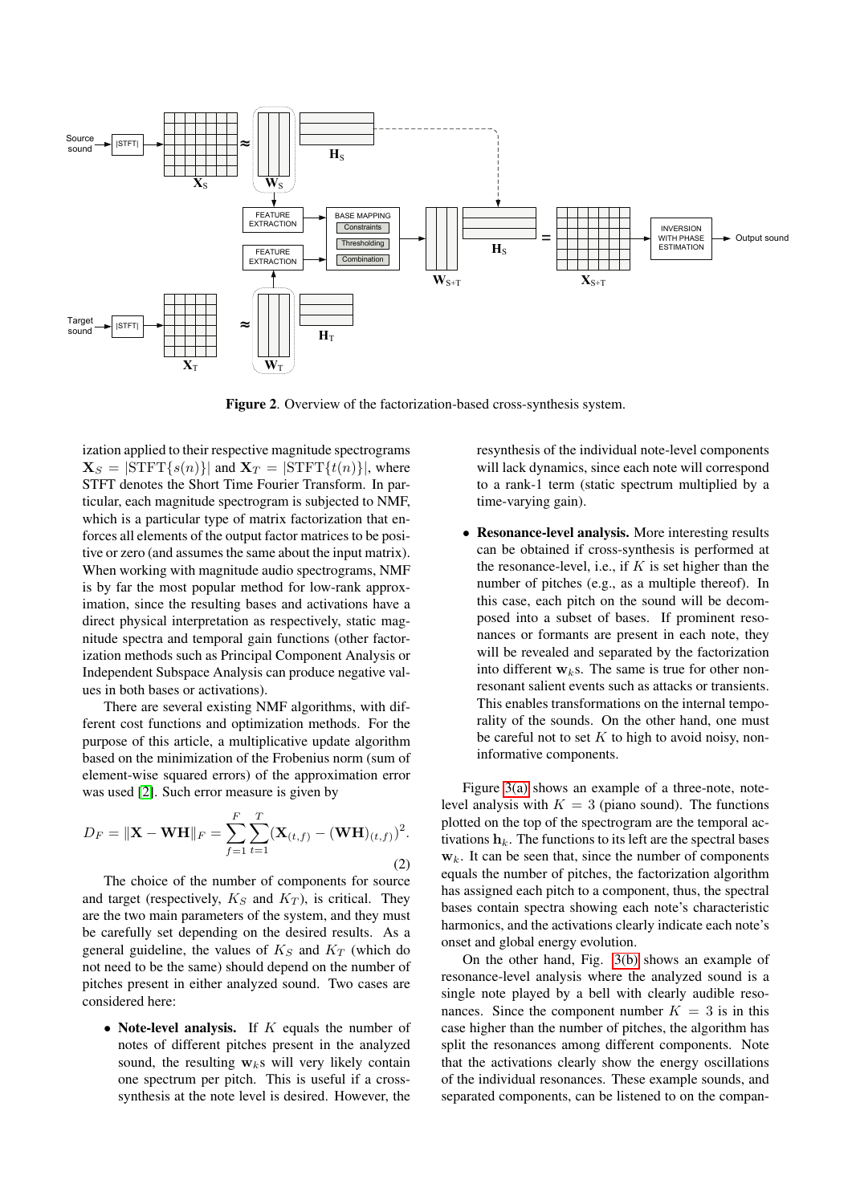Figure 2. Overview of the factorization-based cross-synthesis system.

ization applied to their respective magnitude spectrograms $\mathbf{X}_S = |\text{STFT}\{s(n)\}|$ and $\mathbf{X}_T = |\text{STFT}\{t(n)\}|$, where STFT denotes the Short Time Fourier Transform. In particular, each magnitude spectrogram is subjected to NMF, which is a particular type of matrix factorization that enforces all elements of the output factor matrices to be positive or zero (and assumes the same about the input matrix). When working with magnitude audio spectrograms, NMF is by far the most popular method for low-rank approximation, since the resulting bases and activations have a direct physical interpretation as respectively, static magnitude spectra and temporal gain functions (other factorization methods such as Principal Component Analysis or Independent Subspace Analysis can produce negative values in both bases or activations).

There are several existing NMF algorithms, with different cost functions and optimization methods. For the purpose of this article, a multiplicative update algorithm based on the minimization of the Frobenius norm (sum of element-wise squared errors) of the approximation error was used [2]. Such error measure is given by

$$D_F = \|\mathbf{X} - \mathbf{W}\mathbf{H}\|_F = \sum_{f=1}^{F}\sum_{t=1}^{T}(\mathbf{X}_{(t,f)} - (\mathbf{W}\mathbf{H})_{(t,f)})^2. \tag{2}$$

The choice of the number of components for source and target (respectively, $K_S$ and $K_T$), is critical. They are the two main parameters of the system, and they must be carefully set depending on the desired results. As a general guideline, the values of $K_S$ and $K_T$ (which do not need to be the same) should depend on the number of pitches present in either analyzed sound. Two cases are considered here:

- **Note-level analysis.** If $K$ equals the number of notes of different pitches present in the analyzed sound, the resulting $\mathbf{w}_k$s will very likely contain one spectrum per pitch. This is useful if a cross-synthesis at the note level is desired. However, the resynthesis of the individual note-level components will lack dynamics, since each note will correspond to a rank-1 term (static spectrum multiplied by a time-varying gain).
- **Resonance-level analysis.** More interesting results can be obtained if cross-synthesis is performed at the resonance-level, i.e., if $K$ is set higher than the number of pitches (e.g., as a multiple thereof). In this case, each pitch on the sound will be decomposed into a subset of bases. If prominent resonances or formants are present in each note, they will be revealed and separated by the factorization into different $\mathbf{w}_k$s. The same is true for other non-resonant salient events such as attacks or transients. This enables transformations on the internal temporality of the sounds. On the other hand, one must be careful not to set $K$ to high to avoid noisy, non-informative components.

Figure 3(a) shows an example of a three-note, note-level analysis with $K = 3$ (piano sound). The functions plotted on the top of the spectrogram are the temporal activations $\mathbf{h}_k$. The functions to its left are the spectral bases $\mathbf{w}_k$. It can be seen that, since the number of components equals the number of pitches, the factorization algorithm has assigned each pitch to a component, thus, the spectral bases contain spectra showing each note's characteristic harmonics, and the activations clearly indicate each note's onset and global energy evolution.

On the other hand, Fig. 3(b) shows an example of resonance-level analysis where the analyzed sound is a single note played by a bell with clearly audible resonances. Since the component number $K = 3$ is in this case higher than the number of pitches, the algorithm has split the resonances among different components. Note that the activations clearly show the energy oscillations of the individual resonances. These example sounds, and separated components, can be listened to on the compan-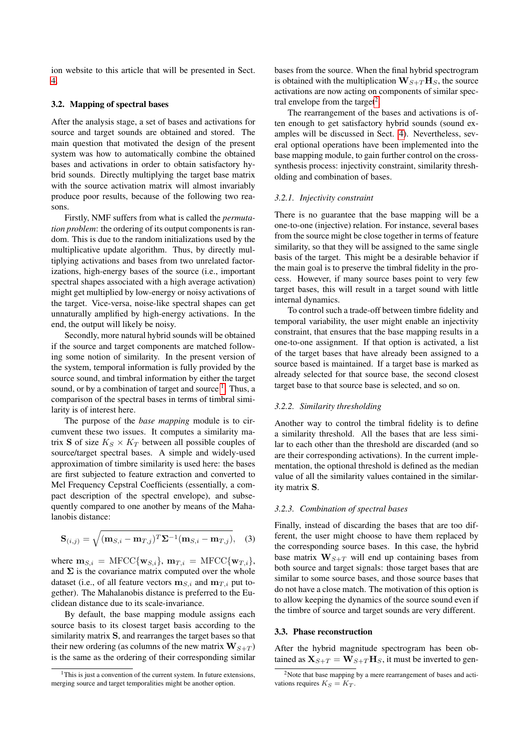ion website to this article that will be presented in Sect. 4.

### 3.2. Mapping of spectral bases

After the analysis stage, a set of bases and activations for source and target sounds are obtained and stored. The main question that motivated the design of the present system was how to automatically combine the obtained bases and activations in order to obtain satisfactory hybrid sounds. Directly multiplying the target base matrix with the source activation matrix will almost invariably produce poor results, because of the following two reasons.

Firstly, NMF suffers from what is called the *permutation problem*: the ordering of its output components is random. This is due to the random initializations used by the multiplicative update algorithm. Thus, by directly multiplying activations and bases from two unrelated factorizations, high-energy bases of the source (i.e., important spectral shapes associated with a high average activation) might get multiplied by low-energy or noisy activations of the target. Vice-versa, noise-like spectral shapes can get unnaturally amplified by high-energy activations. In the end, the output will likely be noisy.

Secondly, more natural hybrid sounds will be obtained if the source and target components are matched following some notion of similarity. In the present version of the system, temporal information is fully provided by the source sound, and timbral information by either the target sound, or by a combination of target and source [1]. Thus, a comparison of the spectral bases in terms of timbral similarity is of interest here.

The purpose of the *base mapping* module is to circumvent these two issues. It computes a similarity matrix $\mathbf{S}$ of size $K_S \times K_T$ between all possible couples of source/target spectral bases. A simple and widely-used approximation of timbre similarity is used here: the bases are first subjected to feature extraction and converted to Mel Frequency Cepstral Coefficients (essentially, a compact description of the spectral envelope), and subsequently compared to one another by means of the Mahalanobis distance:

$$\mathbf{S}_{(i,j)} = \sqrt{(\mathbf{m}_{S,i} - \mathbf{m}_{T,j})^T \mathbf{\Sigma}^{-1} (\mathbf{m}_{S,i} - \mathbf{m}_{T,j})}, \quad (3)$$

where $\mathbf{m}_{S,i} = \text{MFCC}\{\mathbf{w}_{S,i}\}$, $\mathbf{m}_{T,i} = \text{MFCC}\{\mathbf{w}_{T,i}\}$, and $\mathbf{\Sigma}$ is the covariance matrix computed over the whole dataset (i.e., of all feature vectors $\mathbf{m}_{S,i}$ and $\mathbf{m}_{T,i}$ put together). The Mahalanobis distance is preferred to the Euclidean distance due to its scale-invariance.

By default, the base mapping module assigns each source basis to its closest target basis according to the similarity matrix $\mathbf{S}$, and rearranges the target bases so that their new ordering (as columns of the new matrix $\mathbf{W}_{S+T}$) is the same as the ordering of their corresponding similar bases from the source. When the final hybrid spectrogram is obtained with the multiplication $\mathbf{W}_{S+T}\mathbf{H}_S$, the source activations are now acting on components of similar spectral envelope from the target [2].

The rearrangement of the bases and activations is often enough to get satisfactory hybrid sounds (sound examples will be discussed in Sect. 4). Nevertheless, several optional operations have been implemented into the base mapping module, to gain further control on the cross-synthesis process: injectivity constraint, similarity thresholding and combination of bases.

#### 3.2.1. Injectivity constraint

There is no guarantee that the base mapping will be a one-to-one (injective) relation. For instance, several bases from the source might be close together in terms of feature similarity, so that they will be assigned to the same single basis of the target. This might be a desirable behavior if the main goal is to preserve the timbral fidelity in the process. However, if many source bases point to very few target bases, this will result in a target sound with little internal dynamics.

To control such a trade-off between timbre fidelity and temporal variability, the user might enable an injectivity constraint, that ensures that the base mapping results in a one-to-one assignment. If that option is activated, a list of the target bases that have already been assigned to a source based is maintained. If a target base is marked as already selected for that source base, the second closest target base to that source base is selected, and so on.

#### 3.2.2. Similarity thresholding

Another way to control the timbral fidelity is to define a similarity threshold. All the bases that are less similar to each other than the threshold are discarded (and so are their corresponding activations). In the current implementation, the optional threshold is defined as the median value of all the similarity values contained in the similarity matrix $\mathbf{S}$.

#### 3.2.3. Combination of spectral bases

Finally, instead of discarding the bases that are too different, the user might choose to have them replaced by the corresponding source bases. In this case, the hybrid base matrix $\mathbf{W}_{S+T}$ will end up containing bases from both source and target signals: those target bases that are similar to some source bases, and those source bases that do not have a close match. The motivation of this option is to allow keeping the dynamics of the source sound even if the timbre of source and target sounds are very different.

### 3.3. Phase reconstruction

After the hybrid magnitude spectrogram has been obtained as $\mathbf{X}_{S+T} = \mathbf{W}_{S+T}\mathbf{H}_S$, it must be inverted to gen-

[1] This is just a convention of the current system. In future extensions, merging source and target temporalities might be another option.

[2] Note that base mapping by a mere rearrangement of bases and activations requires $K_S = K_T$.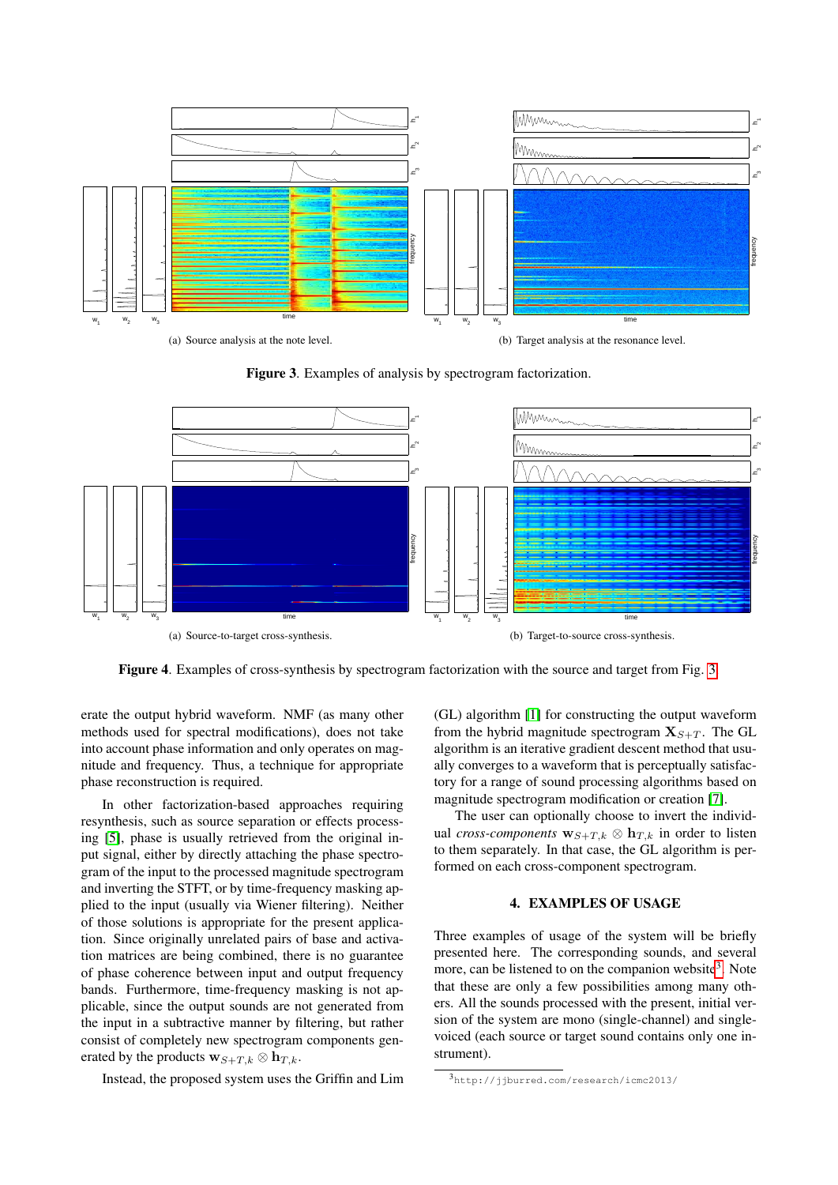(a) Source analysis at the note level.

(b) Target analysis at the resonance level.

**Figure 3**. Examples of analysis by spectrogram factorization.

(a) Source-to-target cross-synthesis.

(b) Target-to-source cross-synthesis.

**Figure 4**. Examples of cross-synthesis by spectrogram factorization with the source and target from Fig. 3.

erate the output hybrid waveform. NMF (as many other methods used for spectral modifications), does not take into account phase information and only operates on magnitude and frequency. Thus, a technique for appropriate phase reconstruction is required.

In other factorization-based approaches requiring resynthesis, such as source separation or effects processing [5], phase is usually retrieved from the original input signal, either by directly attaching the phase spectrogram of the input to the processed magnitude spectrogram and inverting the STFT, or by time-frequency masking applied to the input (usually via Wiener filtering). Neither of those solutions is appropriate for the present application. Since originally unrelated pairs of base and activation matrices are being combined, there is no guarantee of phase coherence between input and output frequency bands. Furthermore, time-frequency masking is not applicable, since the output sounds are not generated from the input in a subtractive manner by filtering, but rather consist of completely new spectrogram components generated by the products $\mathbf{w}_{S+T,k} \otimes \mathbf{h}_{T,k}$.

Instead, the proposed system uses the Griffin and Lim (GL) algorithm [1] for constructing the output waveform from the hybrid magnitude spectrogram $\mathbf{X}_{S+T}$. The GL algorithm is an iterative gradient descent method that usually converges to a waveform that is perceptually satisfactory for a range of sound processing algorithms based on magnitude spectrogram modification or creation [7].

The user can optionally choose to invert the individual *cross-components* $\mathbf{w}_{S+T,k} \otimes \mathbf{h}_{T,k}$ in order to listen to them separately. In that case, the GL algorithm is performed on each cross-component spectrogram.

## 4. EXAMPLES OF USAGE

Three examples of usage of the system will be briefly presented here. The corresponding sounds, and several more, can be listened to on the companion website[3]. Note that these are only a few possibilities among many others. All the sounds processed with the present, initial version of the system are mono (single-channel) and single-voiced (each source or target sound contains only one instrument).

[3] http://jjburred.com/research/icmc2013/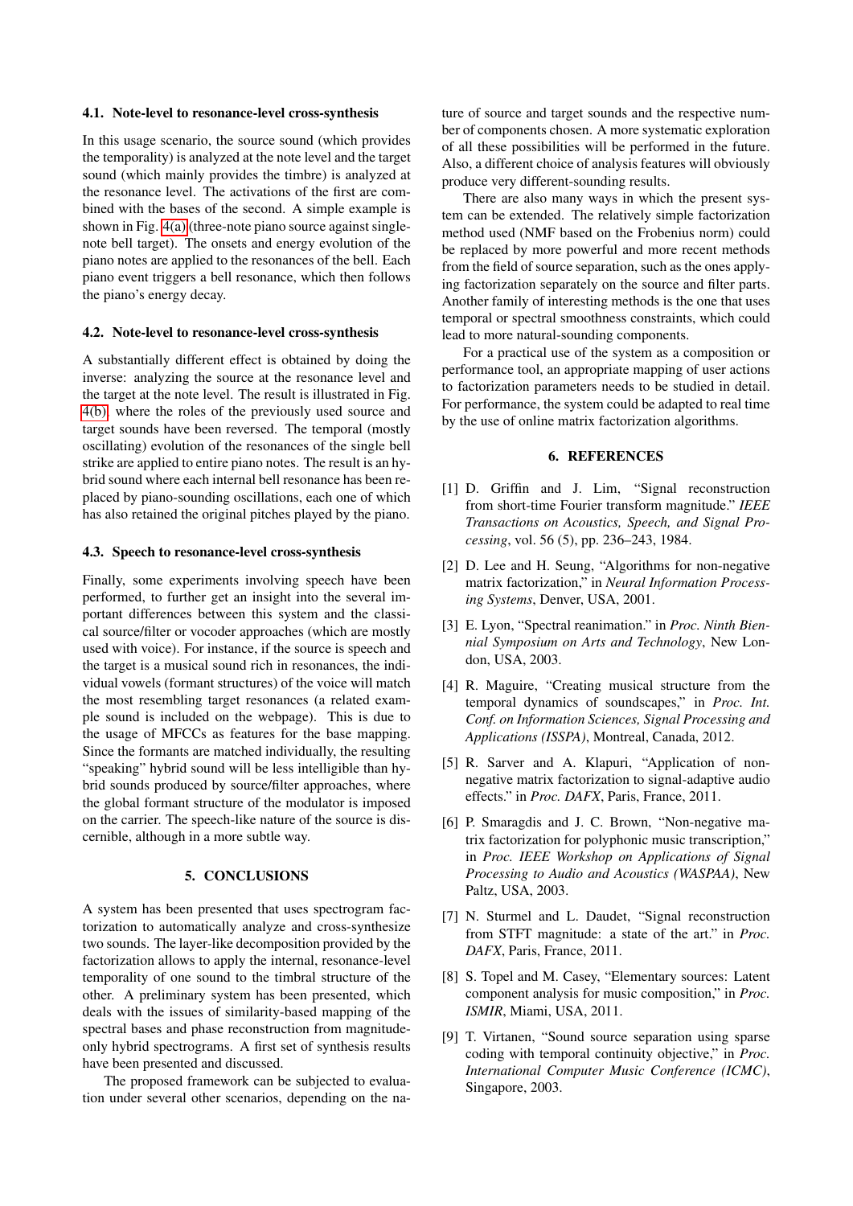### 4.1. Note-level to resonance-level cross-synthesis

In this usage scenario, the source sound (which provides the temporality) is analyzed at the note level and the target sound (which mainly provides the timbre) is analyzed at the resonance level. The activations of the first are combined with the bases of the second. A simple example is shown in Fig. 4(a) (three-note piano source against single-note bell target). The onsets and energy evolution of the piano notes are applied to the resonances of the bell. Each piano event triggers a bell resonance, which then follows the piano's energy decay.

### 4.2. Note-level to resonance-level cross-synthesis

A substantially different effect is obtained by doing the inverse: analyzing the source at the resonance level and the target at the note level. The result is illustrated in Fig. 4(b), where the roles of the previously used source and target sounds have been reversed. The temporal (mostly oscillating) evolution of the resonances of the single bell strike are applied to entire piano notes. The result is an hybrid sound where each internal bell resonance has been replaced by piano-sounding oscillations, each one of which has also retained the original pitches played by the piano.

### 4.3. Speech to resonance-level cross-synthesis

Finally, some experiments involving speech have been performed, to further get an insight into the several important differences between this system and the classical source/filter or vocoder approaches (which are mostly used with voice). For instance, if the source is speech and the target is a musical sound rich in resonances, the individual vowels (formant structures) of the voice will match the most resembling target resonances (a related example sound is included on the webpage). This is due to the usage of MFCCs as features for the base mapping. Since the formants are matched individually, the resulting "speaking" hybrid sound will be less intelligible than hybrid sounds produced by source/filter approaches, where the global formant structure of the modulator is imposed on the carrier. The speech-like nature of the source is discernible, although in a more subtle way.

## 5. CONCLUSIONS

A system has been presented that uses spectrogram factorization to automatically analyze and cross-synthesize two sounds. The layer-like decomposition provided by the factorization allows to apply the internal, resonance-level temporality of one sound to the timbral structure of the other. A preliminary system has been presented, which deals with the issues of similarity-based mapping of the spectral bases and phase reconstruction from magnitude-only hybrid spectrograms. A first set of synthesis results have been presented and discussed.

The proposed framework can be subjected to evaluation under several other scenarios, depending on the nature of source and target sounds and the respective number of components chosen. A more systematic exploration of all these possibilities will be performed in the future. Also, a different choice of analysis features will obviously produce very different-sounding results.

There are also many ways in which the present system can be extended. The relatively simple factorization method used (NMF based on the Frobenius norm) could be replaced by more powerful and more recent methods from the field of source separation, such as the ones applying factorization separately on the source and filter parts. Another family of interesting methods is the one that uses temporal or spectral smoothness constraints, which could lead to more natural-sounding components.

For a practical use of the system as a composition or performance tool, an appropriate mapping of user actions to factorization parameters needs to be studied in detail. For performance, the system could be adapted to real time by the use of online matrix factorization algorithms.

## 6. REFERENCES

[1] D. Griffin and J. Lim, "Signal reconstruction from short-time Fourier transform magnitude." *IEEE Transactions on Acoustics, Speech, and Signal Processing*, vol. 56 (5), pp. 236–243, 1984.

[2] D. Lee and H. Seung, "Algorithms for non-negative matrix factorization," in *Neural Information Processing Systems*, Denver, USA, 2001.

[3] E. Lyon, "Spectral reanimation." in *Proc. Ninth Biennial Symposium on Arts and Technology*, New London, USA, 2003.

[4] R. Maguire, "Creating musical structure from the temporal dynamics of soundscapes," in *Proc. Int. Conf. on Information Sciences, Signal Processing and Applications (ISSPA)*, Montreal, Canada, 2012.

[5] R. Sarver and A. Klapuri, "Application of non-negative matrix factorization to signal-adaptive audio effects." in *Proc. DAFX*, Paris, France, 2011.

[6] P. Smaragdis and J. C. Brown, "Non-negative matrix factorization for polyphonic music transcription," in *Proc. IEEE Workshop on Applications of Signal Processing to Audio and Acoustics (WASPAA)*, New Paltz, USA, 2003.

[7] N. Sturmel and L. Daudet, "Signal reconstruction from STFT magnitude: a state of the art." in *Proc. DAFX*, Paris, France, 2011.

[8] S. Topel and M. Casey, "Elementary sources: Latent component analysis for music composition," in *Proc. ISMIR*, Miami, USA, 2011.

[9] T. Virtanen, "Sound source separation using sparse coding with temporal continuity objective," in *Proc. International Computer Music Conference (ICMC)*, Singapore, 2003.